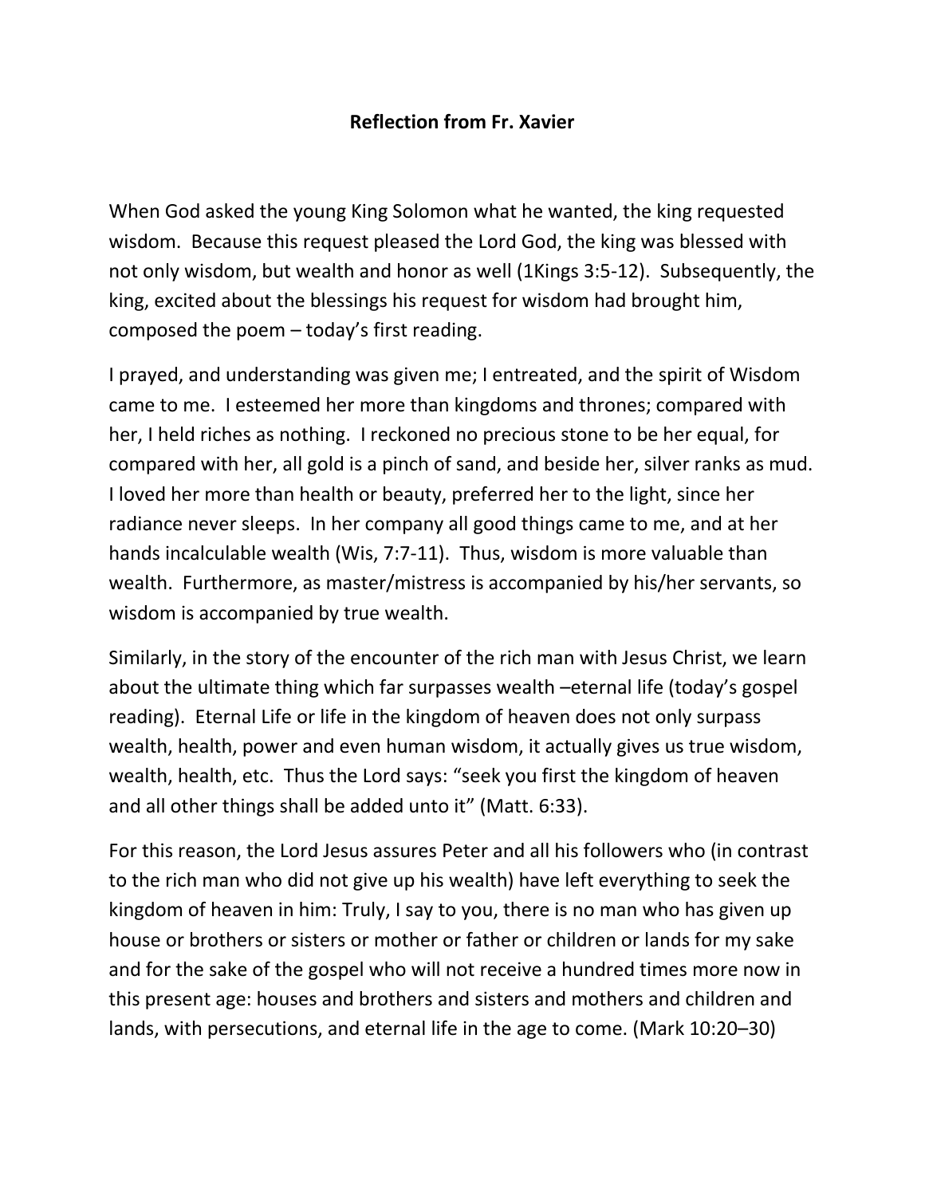**Reflection from Fr. Xavier**

When God asked the young King Solomon what he wanted, the king requested wisdom. Because this request pleased the Lord God, the king was blessed with not only wisdom, but wealth and honor as well (1Kings 3:5-12). Subsequently, the king, excited about the blessings his request for wisdom had brought him, composed the poem – today's first reading.

I prayed, and understanding was given me; I entreated, and the spirit of Wisdom came to me. I esteemed her more than kingdoms and thrones; compared with her, I held riches as nothing. I reckoned no precious stone to be her equal, for compared with her, all gold is a pinch of sand, and beside her, silver ranks as mud. I loved her more than health or beauty, preferred her to the light, since her radiance never sleeps. In her company all good things came to me, and at her hands incalculable wealth (Wis, 7:7-11). Thus, wisdom is more valuable than wealth. Furthermore, as master/mistress is accompanied by his/her servants, so wisdom is accompanied by true wealth.

Similarly, in the story of the encounter of the rich man with Jesus Christ, we learn about the ultimate thing which far surpasses wealth –eternal life (today's gospel reading). Eternal Life or life in the kingdom of heaven does not only surpass wealth, health, power and even human wisdom, it actually gives us true wisdom, wealth, health, etc. Thus the Lord says: "seek you first the kingdom of heaven and all other things shall be added unto it" (Matt. 6:33).

For this reason, the Lord Jesus assures Peter and all his followers who (in contrast to the rich man who did not give up his wealth) have left everything to seek the kingdom of heaven in him: Truly, I say to you, there is no man who has given up house or brothers or sisters or mother or father or children or lands for my sake and for the sake of the gospel who will not receive a hundred times more now in this present age: houses and brothers and sisters and mothers and children and lands, with persecutions, and eternal life in the age to come. (Mark 10:20–30)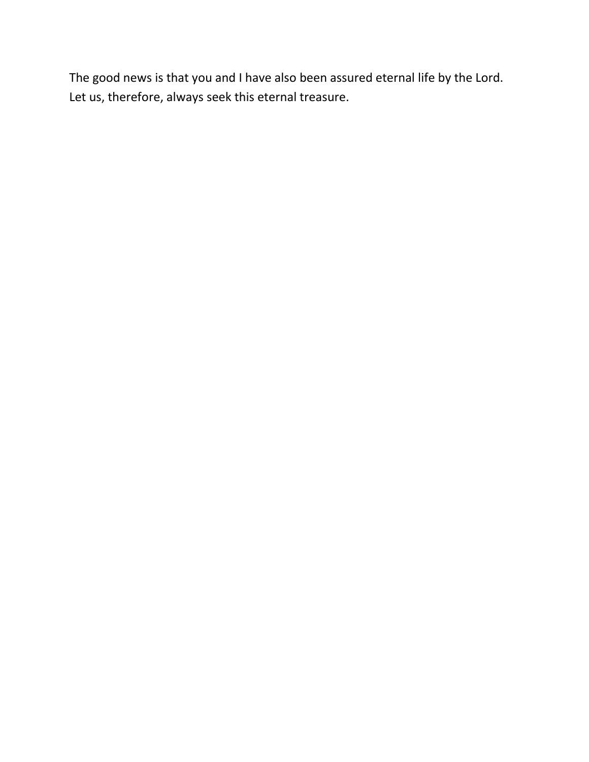The good news is that you and I have also been assured eternal life by the Lord. Let us, therefore, always seek this eternal treasure.